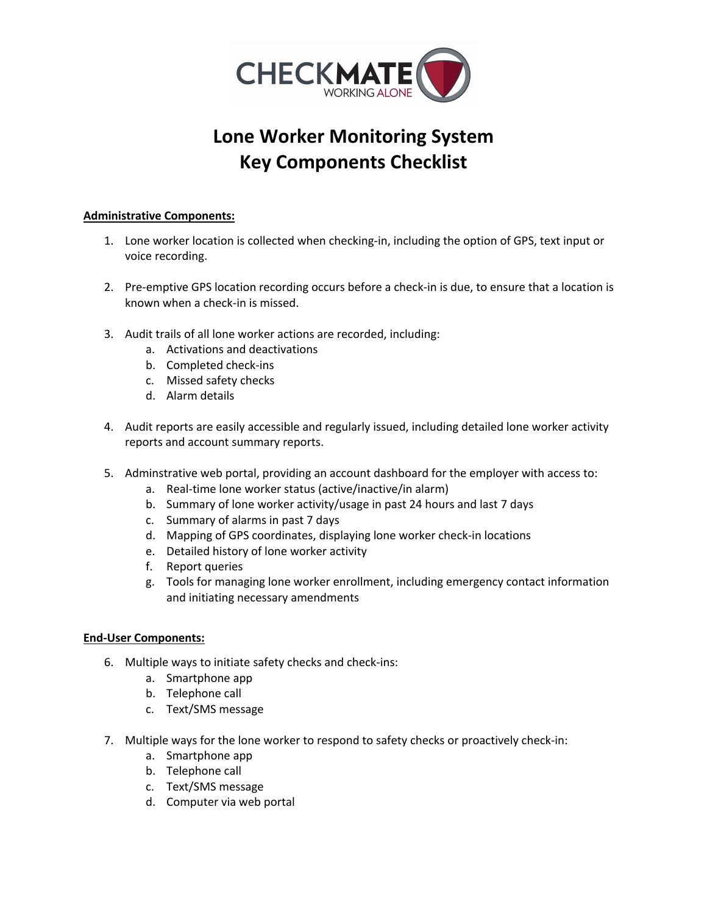# Lone Worker Monitoring System
# Key Components Checklist

**Administrative Components:**

1. Lone worker location is collected when checking-in, including the option of GPS, text input or voice recording.

2. Pre-emptive GPS location recording occurs before a check-in is due, to ensure that a location is known when a check-in is missed.

3. Audit trails of all lone worker actions are recorded, including:
   a. Activations and deactivations
   b. Completed check-ins
   c. Missed safety checks
   d. Alarm details

4. Audit reports are easily accessible and regularly issued, including detailed lone worker activity reports and account summary reports.

5. Adminstrative web portal, providing an account dashboard for the employer with access to:
   a. Real-time lone worker status (active/inactive/in alarm)
   b. Summary of lone worker activity/usage in past 24 hours and last 7 days
   c. Summary of alarms in past 7 days
   d. Mapping of GPS coordinates, displaying lone worker check-in locations
   e. Detailed history of lone worker activity
   f. Report queries
   g. Tools for managing lone worker enrollment, including emergency contact information and initiating necessary amendments

**End-User Components:**

6. Multiple ways to initiate safety checks and check-ins:
   a. Smartphone app
   b. Telephone call
   c. Text/SMS message

7. Multiple ways for the lone worker to respond to safety checks or proactively check-in:
   a. Smartphone app
   b. Telephone call
   c. Text/SMS message
   d. Computer via web portal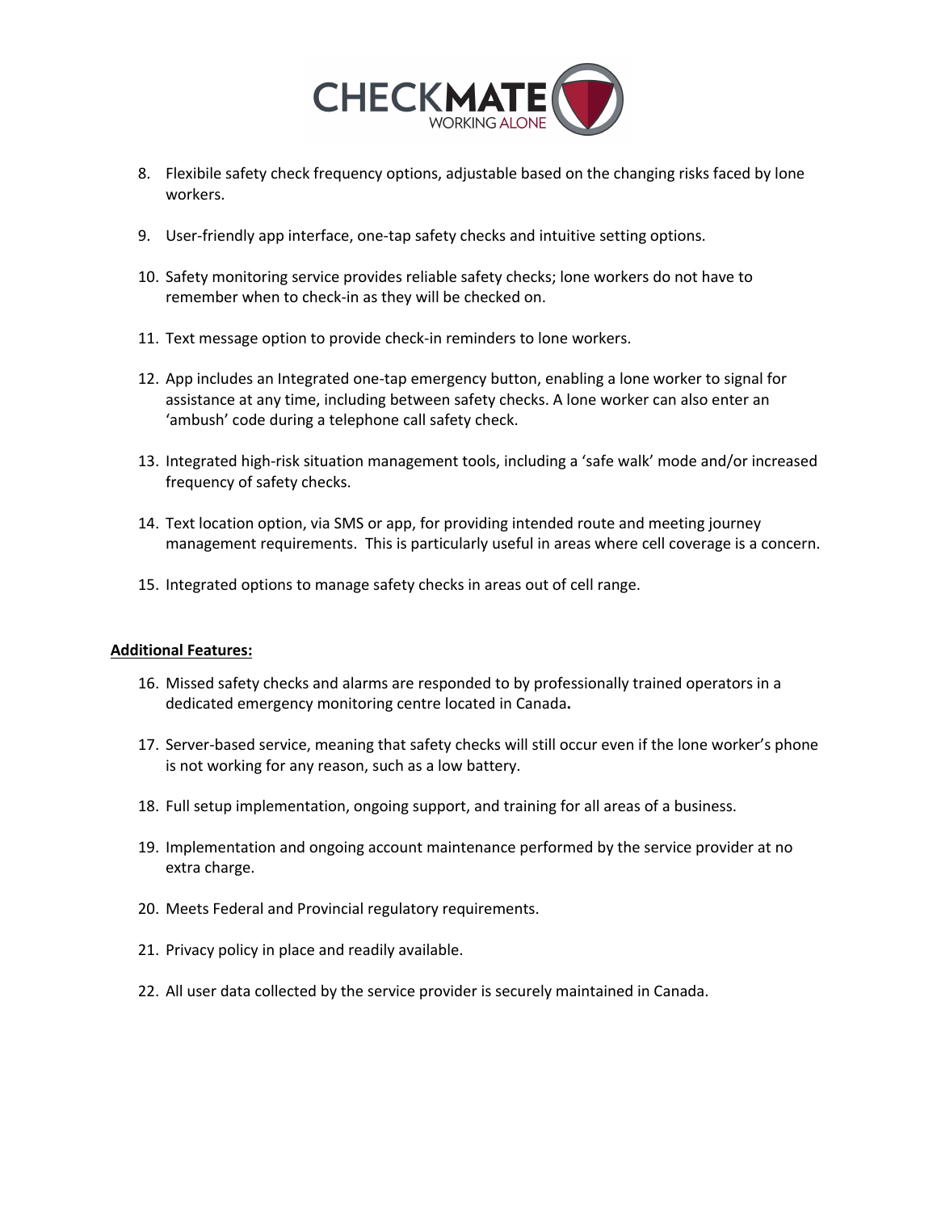8. Flexibile safety check frequency options, adjustable based on the changing risks faced by lone workers.

9. User-friendly app interface, one-tap safety checks and intuitive setting options.

10. Safety monitoring service provides reliable safety checks; lone workers do not have to remember when to check-in as they will be checked on.

11. Text message option to provide check-in reminders to lone workers.

12. App includes an Integrated one-tap emergency button, enabling a lone worker to signal for assistance at any time, including between safety checks. A lone worker can also enter an 'ambush' code during a telephone call safety check.

13. Integrated high-risk situation management tools, including a 'safe walk' mode and/or increased frequency of safety checks.

14. Text location option, via SMS or app, for providing intended route and meeting journey management requirements. This is particularly useful in areas where cell coverage is a concern.

15. Integrated options to manage safety checks in areas out of cell range.

**Additional Features:**

16. Missed safety checks and alarms are responded to by professionally trained operators in a dedicated emergency monitoring centre located in Canada**.**

17. Server-based service, meaning that safety checks will still occur even if the lone worker's phone is not working for any reason, such as a low battery.

18. Full setup implementation, ongoing support, and training for all areas of a business.

19. Implementation and ongoing account maintenance performed by the service provider at no extra charge.

20. Meets Federal and Provincial regulatory requirements.

21. Privacy policy in place and readily available.

22. All user data collected by the service provider is securely maintained in Canada.